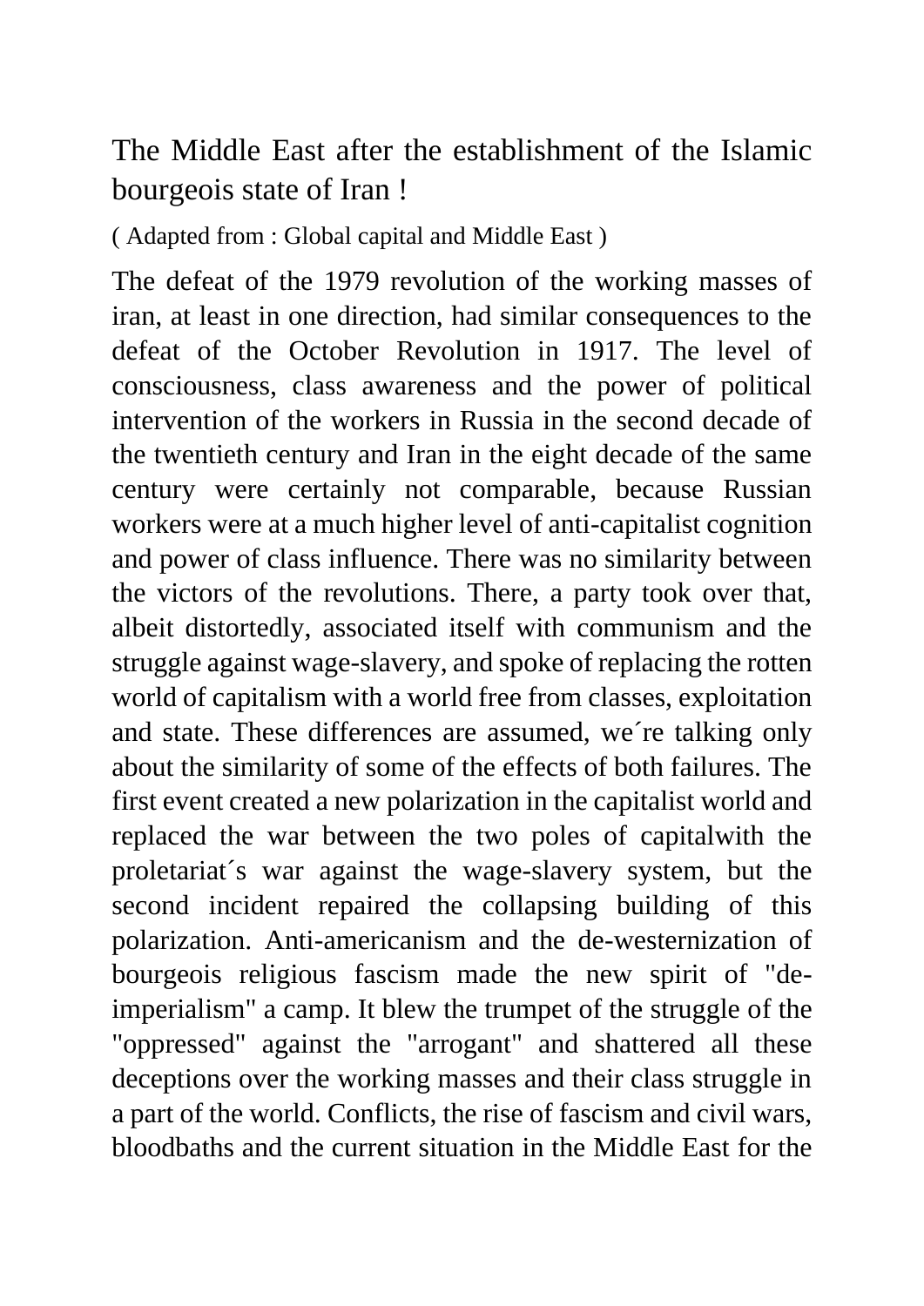# The Middle East after the establishment of the Islamic bourgeois state of Iran !

( Adapted from : Global capital and Middle East )

The defeat of the 1979 revolution of the working masses of iran, at least in one direction, had similar consequences to the defeat of the October Revolution in 1917. The level of consciousness, class awareness and the power of political intervention of the workers in Russia in the second decade of the twentieth century and Iran in the eight decade of the same century were certainly not comparable, because Russian workers were at a much higher level of anti-capitalist cognition and power of class influence. There was no similarity between the victors of the revolutions. There, a party took over that, albeit distortedly, associated itself with communism and the struggle against wage-slavery, and spoke of replacing the rotten world of capitalism with a world free from classes, exploitation and state. These differences are assumed, we´re talking only about the similarity of some of the effects of both failures. The first event created a new polarization in the capitalist world and replaced the war between the two poles of capitalwith the proletariat´s war against the wage-slavery system, but the second incident repaired the collapsing building of this polarization. Anti-americanism and the de-westernization of bourgeois religious fascism made the new spirit of "de-imperialism" a camp. It blew the trumpet of the struggle of the "oppressed" against the "arrogant" and shattered all these deceptions over the working masses and their class struggle in a part of the world. Conflicts, the rise of fascism and civil wars, bloodbaths and the current situation in the Middle East for the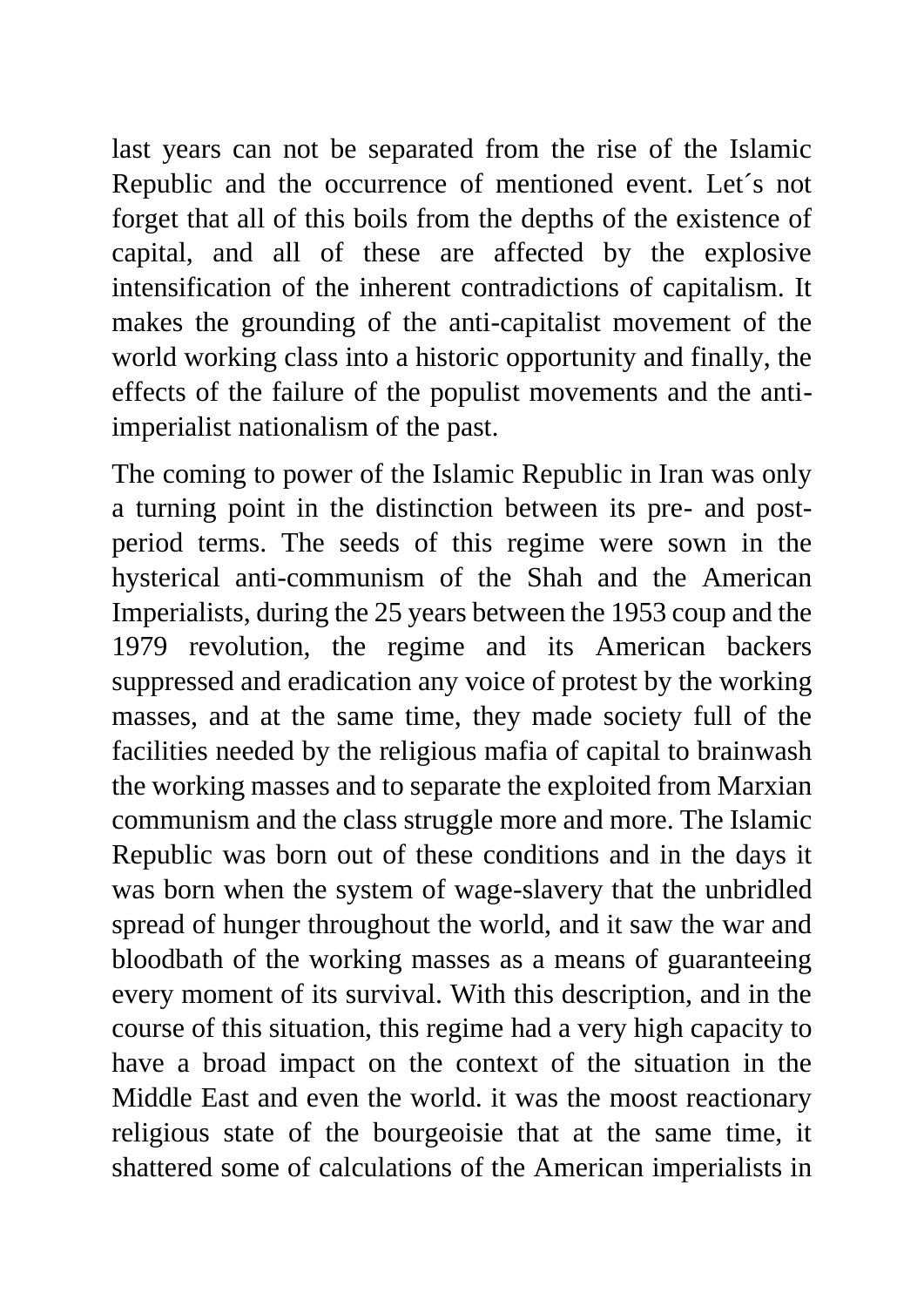last years can not be separated from the rise of the Islamic Republic and the occurrence of mentioned event. Let´s not forget that all of this boils from the depths of the existence of capital, and all of these are affected by the explosive intensification of the inherent contradictions of capitalism. It makes the grounding of the anti-capitalist movement of the world working class into a historic opportunity and finally, the effects of the failure of the populist movements and the anti-imperialist nationalism of the past.

The coming to power of the Islamic Republic in Iran was only a turning point in the distinction between its pre- and post-period terms. The seeds of this regime were sown in the hysterical anti-communism of the Shah and the American Imperialists, during the 25 years between the 1953 coup and the 1979 revolution, the regime and its American backers suppressed and eradication any voice of protest by the working masses, and at the same time, they made society full of the facilities needed by the religious mafia of capital to brainwash the working masses and to separate the exploited from Marxian communism and the class struggle more and more. The Islamic Republic was born out of these conditions and in the days it was born when the system of wage-slavery that the unbridled spread of hunger throughout the world, and it saw the war and bloodbath of the working masses as a means of guaranteeing every moment of its survival. With this description, and in the course of this situation, this regime had a very high capacity to have a broad impact on the context of the situation in the Middle East and even the world. it was the moost reactionary religious state of the bourgeoisie that at the same time, it shattered some of calculations of the American imperialists in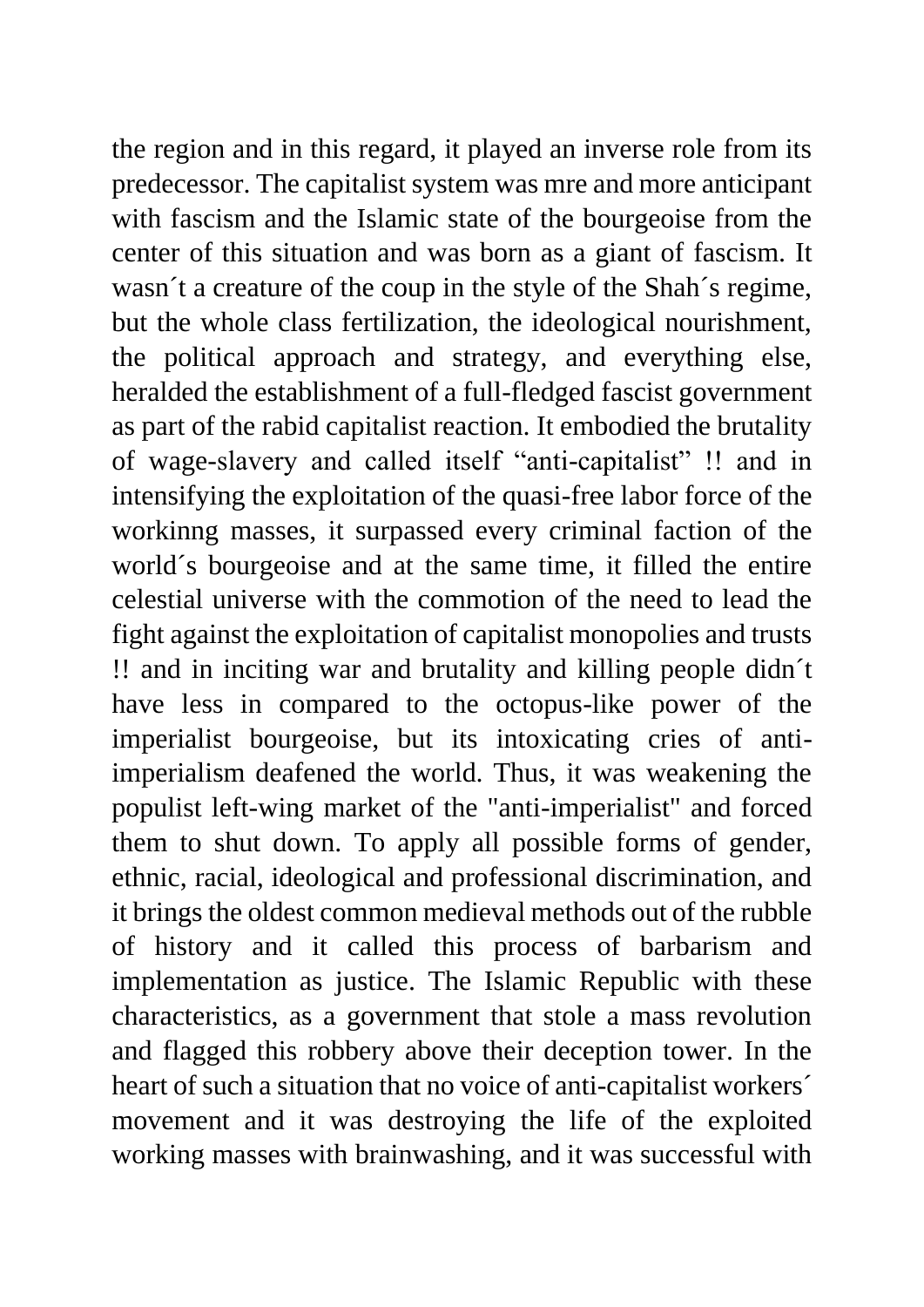the region and in this regard, it played an inverse role from its predecessor. The capitalist system was mre and more anticipant with fascism and the Islamic state of the bourgeoise from the center of this situation and was born as a giant of fascism. It wasn´t a creature of the coup in the style of the Shah´s regime, but the whole class fertilization, the ideological nourishment, the political approach and strategy, and everything else, heralded the establishment of a full-fledged fascist government as part of the rabid capitalist reaction. It embodied the brutality of wage-slavery and called itself “anti-capitalist” !! and in intensifying the exploitation of the quasi-free labor force of the workinng masses, it surpassed every criminal faction of the world´s bourgeoise and at the same time, it filled the entire celestial universe with the commotion of the need to lead the fight against the exploitation of capitalist monopolies and trusts !! and in inciting war and brutality and killing people didn´t have less in compared to the octopus-like power of the imperialist bourgeoise, but its intoxicating cries of anti-imperialism deafened the world. Thus, it was weakening the populist left-wing market of the "anti-imperialist" and forced them to shut down. To apply all possible forms of gender, ethnic, racial, ideological and professional discrimination, and it brings the oldest common medieval methods out of the rubble of history and it called this process of barbarism and implementation as justice. The Islamic Republic with these characteristics, as a government that stole a mass revolution and flagged this robbery above their deception tower. In the heart of such a situation that no voice of anti-capitalist workers´ movement and it was destroying the life of the exploited working masses with brainwashing, and it was successful with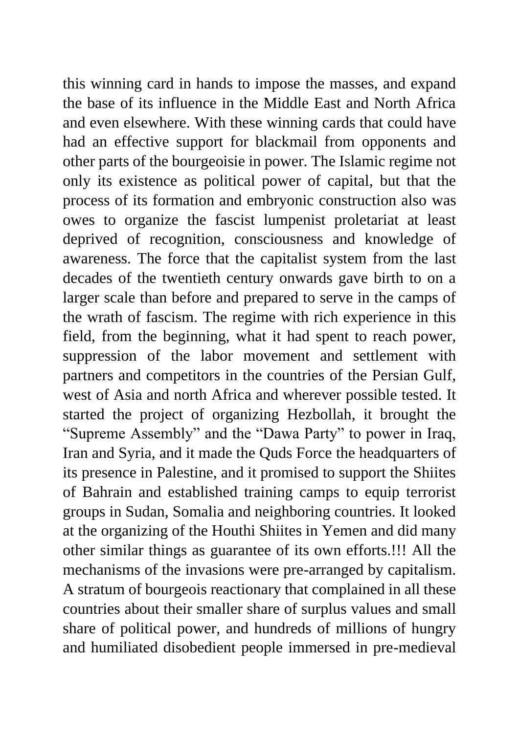this winning card in hands to impose the masses, and expand the base of its influence in the Middle East and North Africa and even elsewhere. With these winning cards that could have had an effective support for blackmail from opponents and other parts of the bourgeoisie in power. The Islamic regime not only its existence as political power of capital, but that the process of its formation and embryonic construction also was owes to organize the fascist lumpenist proletariat at least deprived of recognition, consciousness and knowledge of awareness. The force that the capitalist system from the last decades of the twentieth century onwards gave birth to on a larger scale than before and prepared to serve in the camps of the wrath of fascism. The regime with rich experience in this field, from the beginning, what it had spent to reach power, suppression of the labor movement and settlement with partners and competitors in the countries of the Persian Gulf, west of Asia and north Africa and wherever possible tested. It started the project of organizing Hezbollah, it brought the "Supreme Assembly" and the "Dawa Party" to power in Iraq, Iran and Syria, and it made the Quds Force the headquarters of its presence in Palestine, and it promised to support the Shiites of Bahrain and established training camps to equip terrorist groups in Sudan, Somalia and neighboring countries. It looked at the organizing of the Houthi Shiites in Yemen and did many other similar things as guarantee of its own efforts.!!! All the mechanisms of the invasions were pre-arranged by capitalism. A stratum of bourgeois reactionary that complained in all these countries about their smaller share of surplus values and small share of political power, and hundreds of millions of hungry and humiliated disobedient people immersed in pre-medieval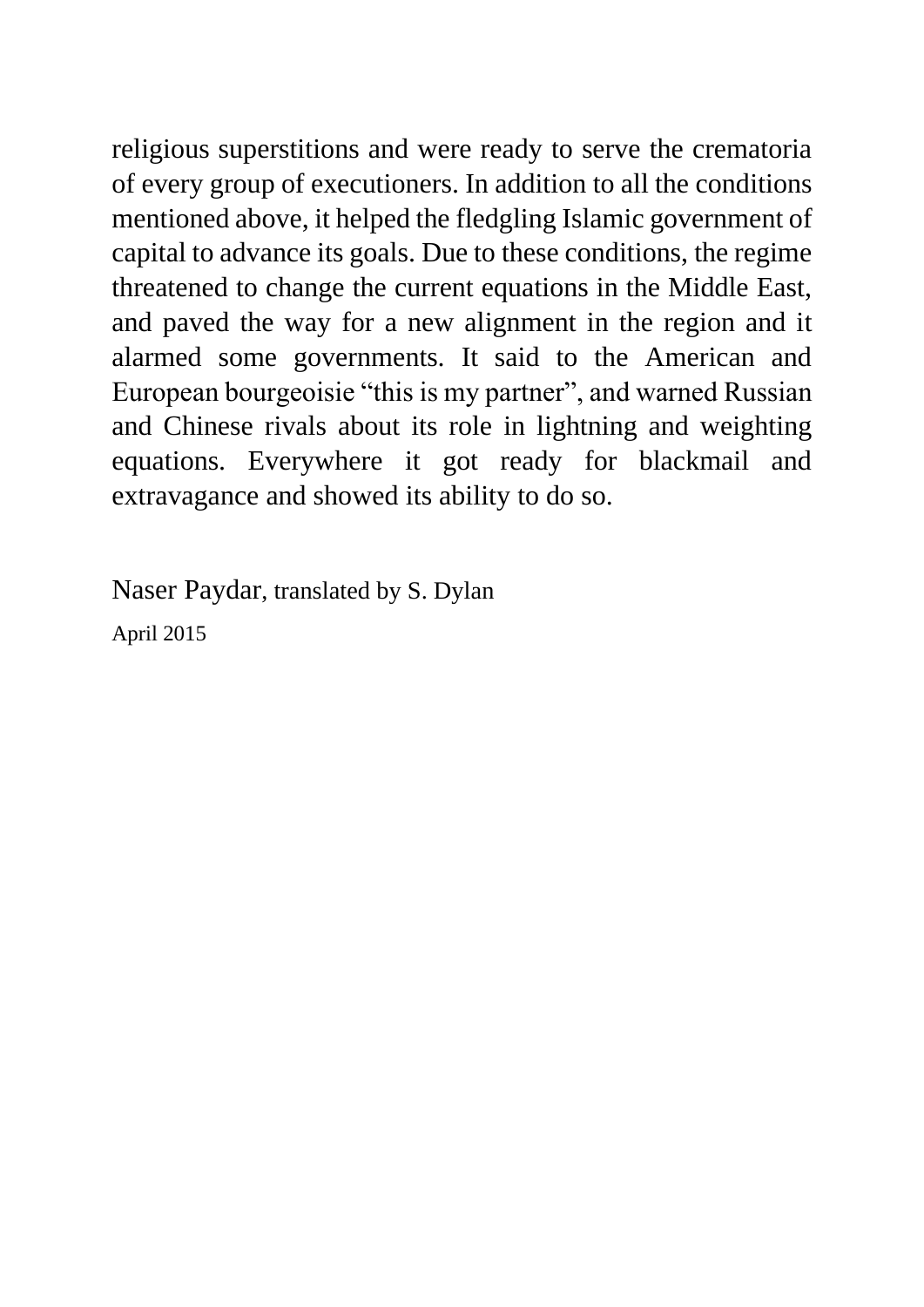religious superstitions and were ready to serve the crematoria of every group of executioners. In addition to all the conditions mentioned above, it helped the fledgling Islamic government of capital to advance its goals. Due to these conditions, the regime threatened to change the current equations in the Middle East, and paved the way for a new alignment in the region and it alarmed some governments. It said to the American and European bourgeoisie "this is my partner", and warned Russian and Chinese rivals about its role in lightning and weighting equations. Everywhere it got ready for blackmail and extravagance and showed its ability to do so.

Naser Paydar, translated by S. Dylan

April 2015